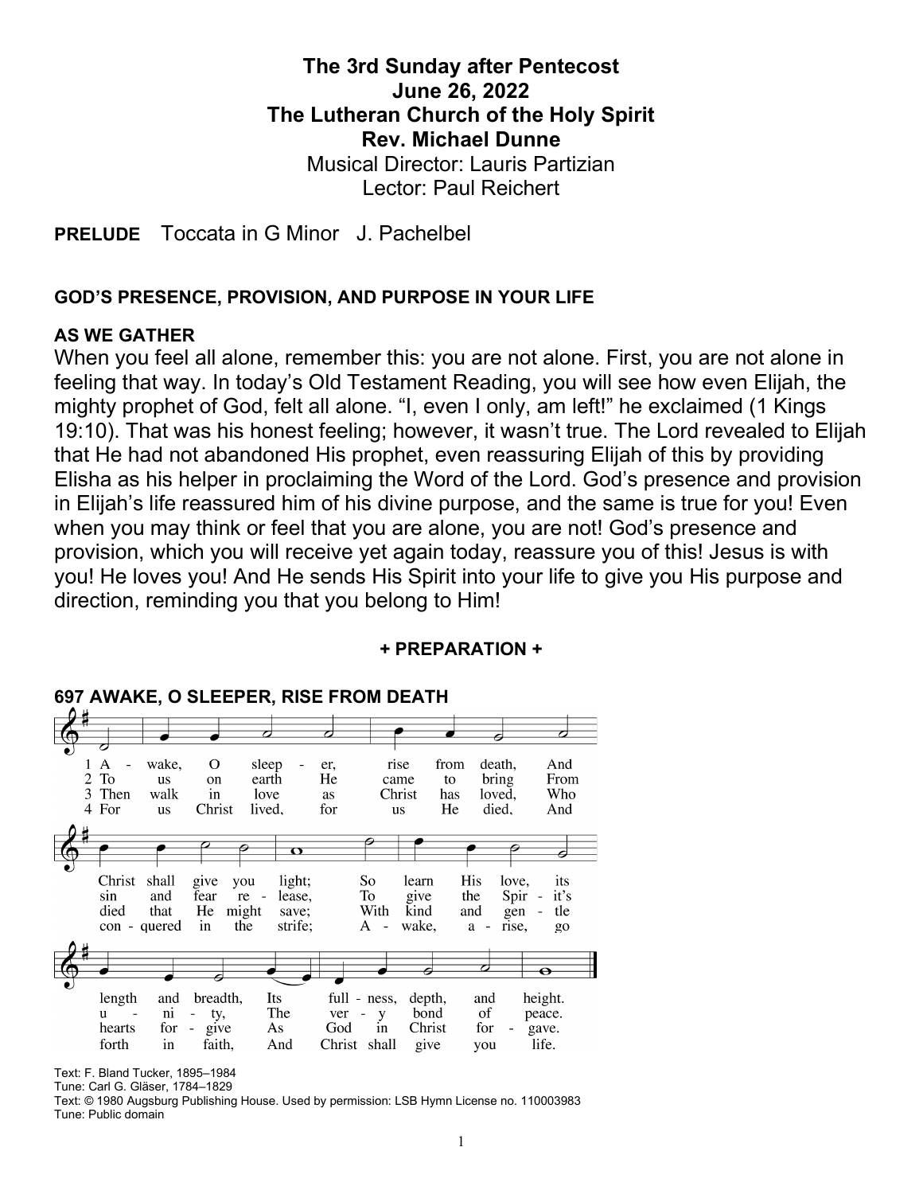# The 3rd Sunday after Pentecost
## June 26, 2022
## The Lutheran Church of the Holy Spirit
## Rev. Michael Dunne

Musical Director: Lauris Partizian
Lector: Paul Reichert

**PRELUDE** Toccata in G Minor J. Pachelbel

**GOD'S PRESENCE, PROVISION, AND PURPOSE IN YOUR LIFE**

**AS WE GATHER**

When you feel all alone, remember this: you are not alone. First, you are not alone in feeling that way. In today's Old Testament Reading, you will see how even Elijah, the mighty prophet of God, felt all alone. "I, even I only, am left!" he exclaimed (1 Kings 19:10). That was his honest feeling; however, it wasn't true. The Lord revealed to Elijah that He had not abandoned His prophet, even reassuring Elijah of this by providing Elisha as his helper in proclaiming the Word of the Lord. God's presence and provision in Elijah's life reassured him of his divine purpose, and the same is true for you! Even when you may think or feel that you are alone, you are not! God's presence and provision, which you will receive yet again today, reassure you of this! Jesus is with you! He loves you! And He sends His Spirit into your life to give you His purpose and direction, reminding you that you belong to Him!

**+ PREPARATION +**

**697 AWAKE, O SLEEPER, RISE FROM DEATH**

1 Awake, O sleeper, rise from death, And Christ shall give you light; So learn His love, its length and breadth, Its fullness, depth, and height.

2 To us on earth He came to bring From sin and fear release, To give the Spirit's unity, The very bond of peace.

3 Then walk in love as Christ has loved, Who died that He might save; With kind and gentle hearts forgive As God in Christ forgave.

4 For us Christ lived, for us He died, And conquered in the strife; Awake, arise, go forth in faith, And Christ shall give you life.

Text: F. Bland Tucker, 1895–1984
Tune: Carl G. Gläser, 1784–1829
Text: © 1980 Augsburg Publishing House. Used by permission: LSB Hymn License no. 110003983
Tune: Public domain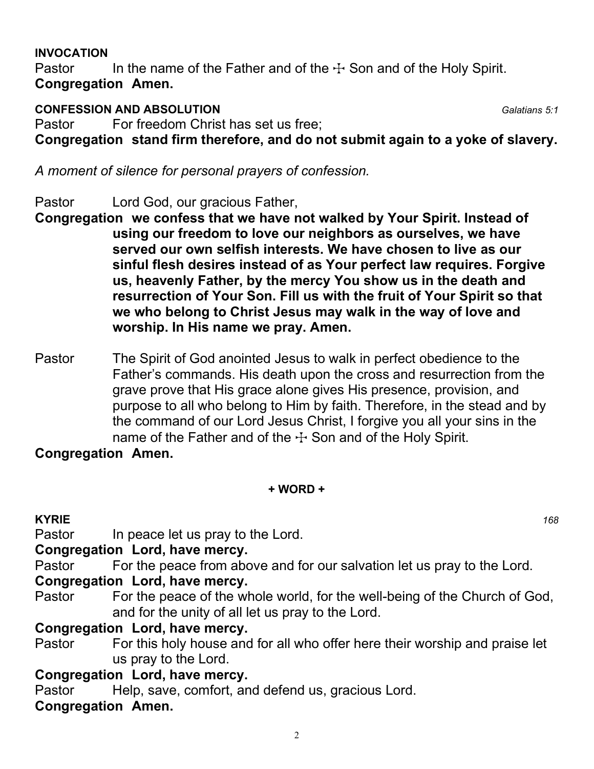**INVOCATION**

Pastor In the name of the Father and of the ☩ Son and of the Holy Spirit.

**Congregation Amen.**

**CONFESSION AND ABSOLUTION** *Galatians 5:1*

Pastor For freedom Christ has set us free;

**Congregation stand firm therefore, and do not submit again to a yoke of slavery.**

*A moment of silence for personal prayers of confession.*

Pastor Lord God, our gracious Father,

**Congregation we confess that we have not walked by Your Spirit. Instead of using our freedom to love our neighbors as ourselves, we have served our own selfish interests. We have chosen to live as our sinful flesh desires instead of as Your perfect law requires. Forgive us, heavenly Father, by the mercy You show us in the death and resurrection of Your Son. Fill us with the fruit of Your Spirit so that we who belong to Christ Jesus may walk in the way of love and worship. In His name we pray. Amen.**

Pastor The Spirit of God anointed Jesus to walk in perfect obedience to the Father's commands. His death upon the cross and resurrection from the grave prove that His grace alone gives His presence, provision, and purpose to all who belong to Him by faith. Therefore, in the stead and by the command of our Lord Jesus Christ, I forgive you all your sins in the name of the Father and of the ☩ Son and of the Holy Spirit.

**Congregation Amen.**

**+ WORD +**

**KYRIE** *168*

Pastor In peace let us pray to the Lord.

**Congregation Lord, have mercy.**

Pastor For the peace from above and for our salvation let us pray to the Lord.

**Congregation Lord, have mercy.**

Pastor For the peace of the whole world, for the well-being of the Church of God, and for the unity of all let us pray to the Lord.

**Congregation Lord, have mercy.**

Pastor For this holy house and for all who offer here their worship and praise let us pray to the Lord.

**Congregation Lord, have mercy.**

Pastor Help, save, comfort, and defend us, gracious Lord.

**Congregation Amen.**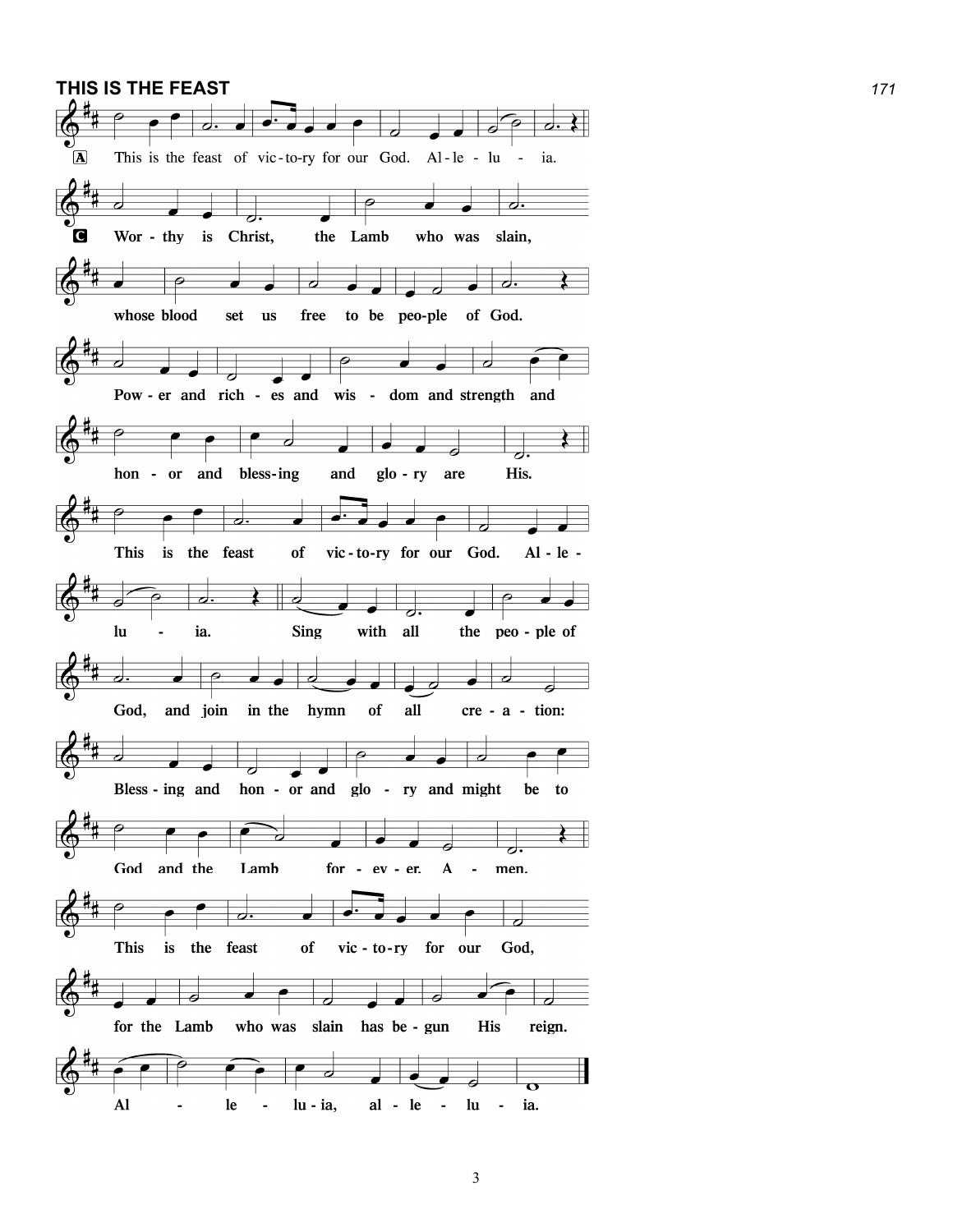## THIS IS THE FEAST

171

**A** This is the feast of vic-to-ry for our God. Al-le-lu - ia.

**C** Wor - thy is Christ, the Lamb who was slain,

whose blood set us free to be peo-ple of God.

Pow - er and rich - es and wis - dom and strength and

hon - or and bless-ing and glo - ry are His.

This is the feast of vic-to-ry for our God. Al - le -

lu - ia. Sing with all the peo - ple of

God, and join in the hymn of all cre - a - tion:

Bless - ing and hon - or and glo - ry and might be to

God and the Lamb for - ev - er. A - men.

This is the feast of vic-to-ry for our God,

for the Lamb who was slain has be - gun His reign.

Al - le - lu - ia, al - le - lu - ia.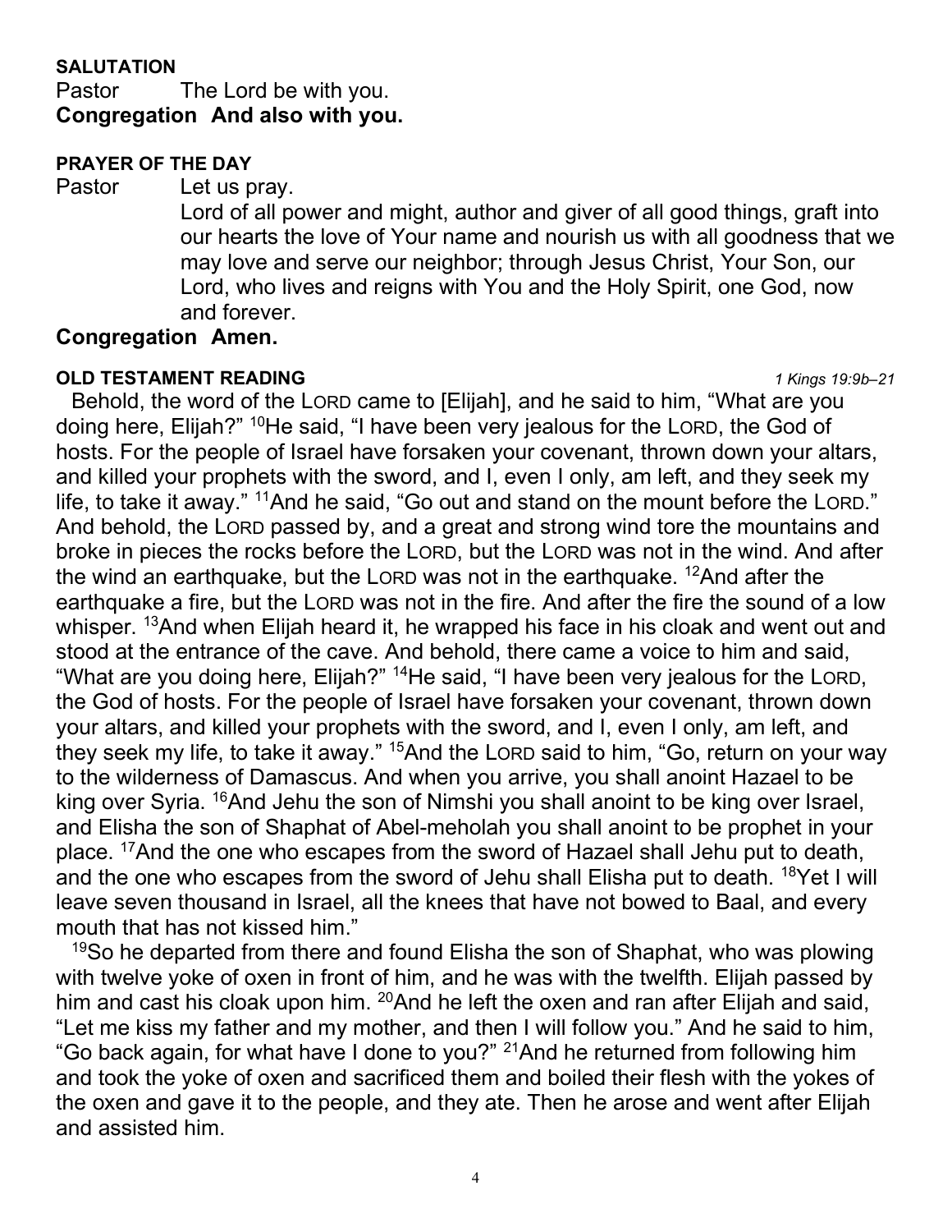**SALUTATION**

Pastor The Lord be with you.

**Congregation And also with you.**

**PRAYER OF THE DAY**

Pastor Let us pray.

Lord of all power and might, author and giver of all good things, graft into our hearts the love of Your name and nourish us with all goodness that we may love and serve our neighbor; through Jesus Christ, Your Son, our Lord, who lives and reigns with You and the Holy Spirit, one God, now and forever.

**Congregation Amen.**

**OLD TESTAMENT READING** *1 Kings 19:9b–21*

Behold, the word of the LORD came to [Elijah], and he said to him, "What are you doing here, Elijah?" [10]He said, "I have been very jealous for the LORD, the God of hosts. For the people of Israel have forsaken your covenant, thrown down your altars, and killed your prophets with the sword, and I, even I only, am left, and they seek my life, to take it away." [11]And he said, "Go out and stand on the mount before the LORD." And behold, the LORD passed by, and a great and strong wind tore the mountains and broke in pieces the rocks before the LORD, but the LORD was not in the wind. And after the wind an earthquake, but the LORD was not in the earthquake. [12]And after the earthquake a fire, but the LORD was not in the fire. And after the fire the sound of a low whisper. [13]And when Elijah heard it, he wrapped his face in his cloak and went out and stood at the entrance of the cave. And behold, there came a voice to him and said, "What are you doing here, Elijah?" [14]He said, "I have been very jealous for the LORD, the God of hosts. For the people of Israel have forsaken your covenant, thrown down your altars, and killed your prophets with the sword, and I, even I only, am left, and they seek my life, to take it away." [15]And the LORD said to him, "Go, return on your way to the wilderness of Damascus. And when you arrive, you shall anoint Hazael to be king over Syria. [16]And Jehu the son of Nimshi you shall anoint to be king over Israel, and Elisha the son of Shaphat of Abel-meholah you shall anoint to be prophet in your place. [17]And the one who escapes from the sword of Hazael shall Jehu put to death, and the one who escapes from the sword of Jehu shall Elisha put to death. [18]Yet I will leave seven thousand in Israel, all the knees that have not bowed to Baal, and every mouth that has not kissed him."

[19]So he departed from there and found Elisha the son of Shaphat, who was plowing with twelve yoke of oxen in front of him, and he was with the twelfth. Elijah passed by him and cast his cloak upon him. [20]And he left the oxen and ran after Elijah and said, "Let me kiss my father and my mother, and then I will follow you." And he said to him, "Go back again, for what have I done to you?" [21]And he returned from following him and took the yoke of oxen and sacrificed them and boiled their flesh with the yokes of the oxen and gave it to the people, and they ate. Then he arose and went after Elijah and assisted him.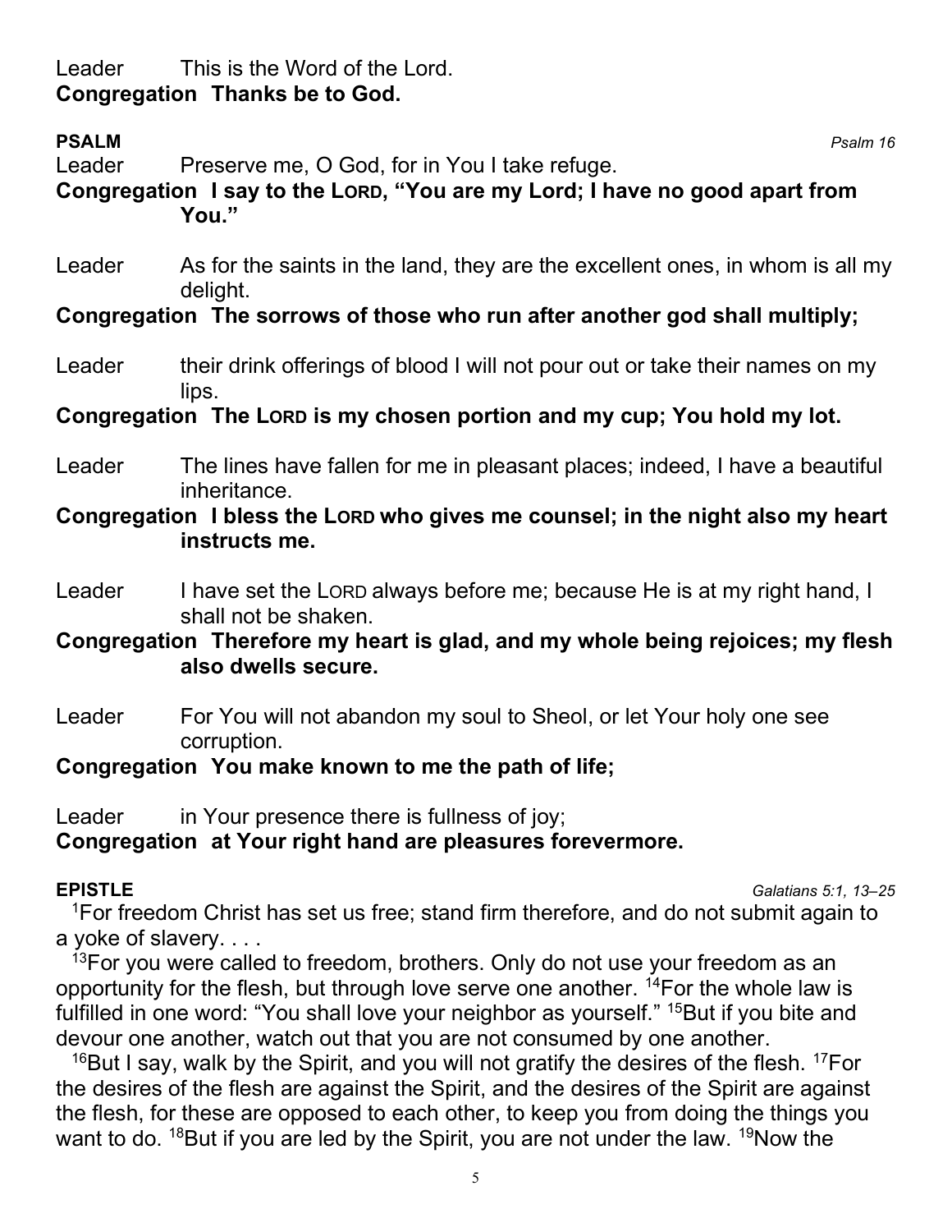Leader This is the Word of the Lord.
**Congregation Thanks be to God.**

**PSALM** *Psalm 16*

Leader Preserve me, O God, for in You I take refuge.

**Congregation I say to the LORD, "You are my Lord; I have no good apart from You."**

Leader As for the saints in the land, they are the excellent ones, in whom is all my delight.

**Congregation The sorrows of those who run after another god shall multiply;**

Leader their drink offerings of blood I will not pour out or take their names on my lips.

**Congregation The LORD is my chosen portion and my cup; You hold my lot.**

Leader The lines have fallen for me in pleasant places; indeed, I have a beautiful inheritance.

**Congregation I bless the LORD who gives me counsel; in the night also my heart instructs me.**

Leader I have set the LORD always before me; because He is at my right hand, I shall not be shaken.

**Congregation Therefore my heart is glad, and my whole being rejoices; my flesh also dwells secure.**

Leader For You will not abandon my soul to Sheol, or let Your holy one see corruption.

**Congregation You make known to me the path of life;**

Leader in Your presence there is fullness of joy;

**Congregation at Your right hand are pleasures forevermore.**

**EPISTLE** *Galatians 5:1, 13–25*

[1]For freedom Christ has set us free; stand firm therefore, and do not submit again to a yoke of slavery. . . .

[13]For you were called to freedom, brothers. Only do not use your freedom as an opportunity for the flesh, but through love serve one another. [14]For the whole law is fulfilled in one word: "You shall love your neighbor as yourself." [15]But if you bite and devour one another, watch out that you are not consumed by one another.

[16]But I say, walk by the Spirit, and you will not gratify the desires of the flesh. [17]For the desires of the flesh are against the Spirit, and the desires of the Spirit are against the flesh, for these are opposed to each other, to keep you from doing the things you want to do. [18]But if you are led by the Spirit, you are not under the law. [19]Now the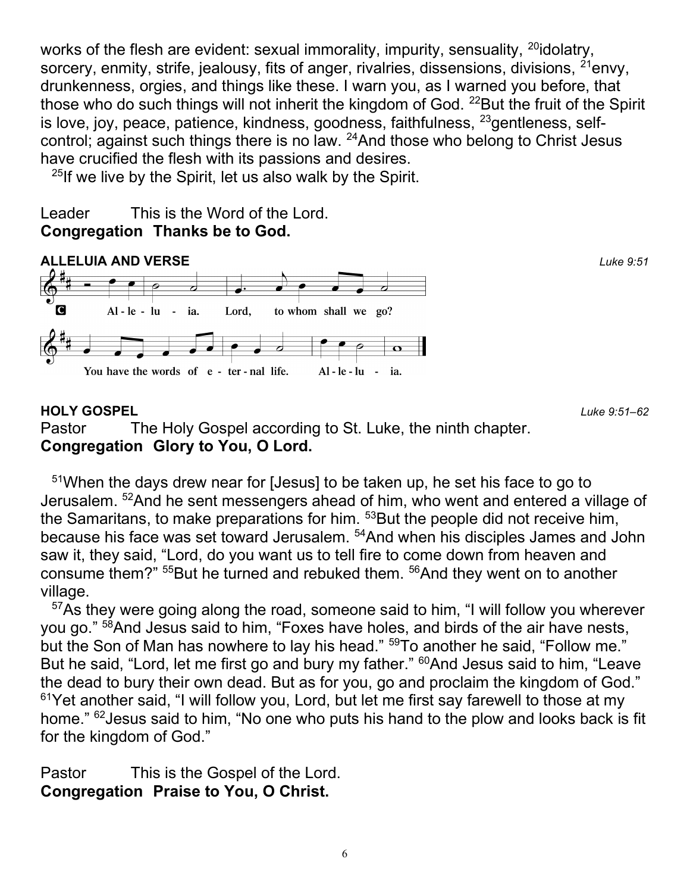works of the flesh are evident: sexual immorality, impurity, sensuality, [20]idolatry, sorcery, enmity, strife, jealousy, fits of anger, rivalries, dissensions, divisions, [21]envy, drunkenness, orgies, and things like these. I warn you, as I warned you before, that those who do such things will not inherit the kingdom of God. [22]But the fruit of the Spirit is love, joy, peace, patience, kindness, goodness, faithfulness, [23]gentleness, self-control; against such things there is no law. [24]And those who belong to Christ Jesus have crucified the flesh with its passions and desires.

[25]If we live by the Spirit, let us also walk by the Spirit.

Leader This is the Word of the Lord.
**Congregation Thanks be to God.**

**ALLELUIA AND VERSE** *Luke 9:51*

C Al - le - lu - ia. Lord, to whom shall we go?
You have the words of e - ter - nal life. Al - le - lu - ia.

**HOLY GOSPEL** *Luke 9:51–62*

Pastor The Holy Gospel according to St. Luke, the ninth chapter.
**Congregation Glory to You, O Lord.**

[51]When the days drew near for [Jesus] to be taken up, he set his face to go to Jerusalem. [52]And he sent messengers ahead of him, who went and entered a village of the Samaritans, to make preparations for him. [53]But the people did not receive him, because his face was set toward Jerusalem. [54]And when his disciples James and John saw it, they said, “Lord, do you want us to tell fire to come down from heaven and consume them?” [55]But he turned and rebuked them. [56]And they went on to another village.

[57]As they were going along the road, someone said to him, “I will follow you wherever you go.” [58]And Jesus said to him, “Foxes have holes, and birds of the air have nests, but the Son of Man has nowhere to lay his head.” [59]To another he said, “Follow me.” But he said, “Lord, let me first go and bury my father.” [60]And Jesus said to him, “Leave the dead to bury their own dead. But as for you, go and proclaim the kingdom of God.” [61]Yet another said, “I will follow you, Lord, but let me first say farewell to those at my home.” [62]Jesus said to him, “No one who puts his hand to the plow and looks back is fit for the kingdom of God.”

Pastor This is the Gospel of the Lord.
**Congregation Praise to You, O Christ.**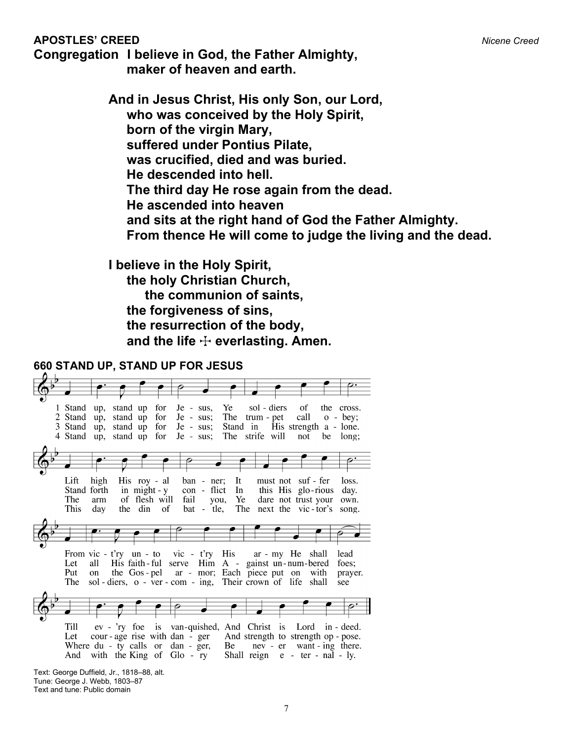**APOSTLES' CREED** *Nicene Creed*

**Congregation I believe in God, the Father Almighty,**
**maker of heaven and earth.**

**And in Jesus Christ, His only Son, our Lord,**
**who was conceived by the Holy Spirit,**
**born of the virgin Mary,**
**suffered under Pontius Pilate,**
**was crucified, died and was buried.**
**He descended into hell.**
**The third day He rose again from the dead.**
**He ascended into heaven**
**and sits at the right hand of God the Father Almighty.**
**From thence He will come to judge the living and the dead.**

**I believe in the Holy Spirit,**
**the holy Christian Church,**
**the communion of saints,**
**the forgiveness of sins,**
**the resurrection of the body,**
**and the life ☩ everlasting. Amen.**

**660 STAND UP, STAND UP FOR JESUS**

1 Stand up, stand up for Jesus, Ye soldiers of the cross.
Lift high His royal banner; It must not suffer loss.
From vict'ry unto vict'ry His army He shall lead
Till ev'ry foe is vanquished, And Christ is Lord indeed.

2 Stand up, stand up for Jesus; The trumpet call obey;
Stand forth in mighty conflict In this His glorious day.
Let all His faithful serve Him Against unnumbered foes;
Let courage rise with danger And strength to strength oppose.

3 Stand up, stand up for Jesus; Stand in His strength alone.
The arm of flesh will fail you, Ye dare not trust your own.
Put on the Gospel armor; Each piece put on with prayer.
Where duty calls or danger, Be never wanting there.

4 Stand up, stand up for Jesus; The strife will not be long;
This day the din of battle, The next the victor's song.
The soldiers, overcoming, Their crown of life shall see
And with the King of Glory Shall reign eternally.

Text: George Duffield, Jr., 1818–88, alt.
Tune: George J. Webb, 1803–87
Text and tune: Public domain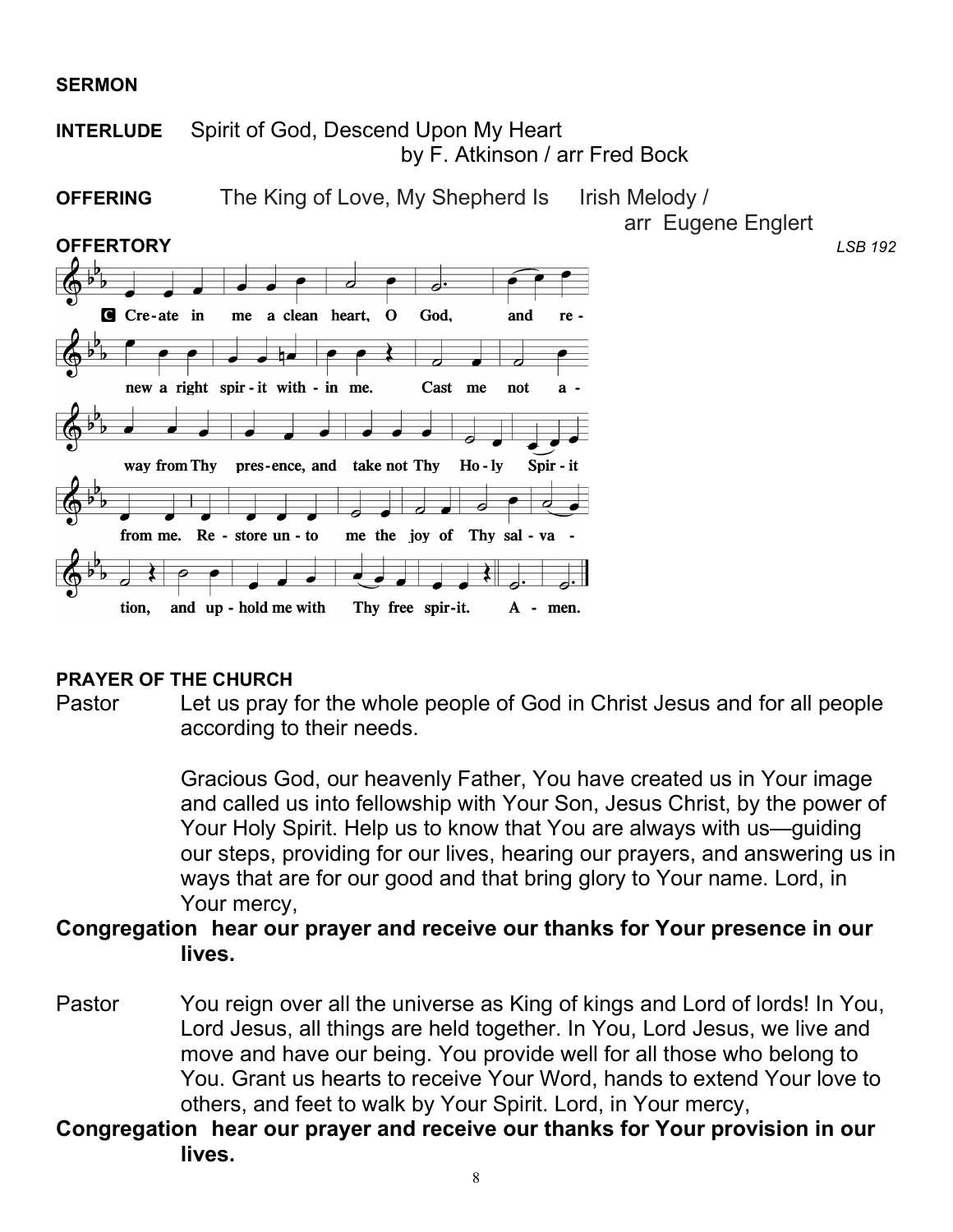**SERMON**

**INTERLUDE** Spirit of God, Descend Upon My Heart
by F. Atkinson / arr Fred Bock

**OFFERING** The King of Love, My Shepherd Is Irish Melody / arr Eugene Englert

**OFFERTORY** *LSB 192*

C Create in me a clean heart, O God, and renew a right spirit within me. Cast me not away from Thy presence, and take not Thy Holy Spirit from me. Restore unto me the joy of Thy salvation, and uphold me with Thy free spirit. Amen.

**PRAYER OF THE CHURCH**

Pastor Let us pray for the whole people of God in Christ Jesus and for all people according to their needs.

Gracious God, our heavenly Father, You have created us in Your image and called us into fellowship with Your Son, Jesus Christ, by the power of Your Holy Spirit. Help us to know that You are always with us—guiding our steps, providing for our lives, hearing our prayers, and answering us in ways that are for our good and that bring glory to Your name. Lord, in Your mercy,

**Congregation hear our prayer and receive our thanks for Your presence in our lives.**

Pastor You reign over all the universe as King of kings and Lord of lords! In You, Lord Jesus, all things are held together. In You, Lord Jesus, we live and move and have our being. You provide well for all those who belong to You. Grant us hearts to receive Your Word, hands to extend Your love to others, and feet to walk by Your Spirit. Lord, in Your mercy,

**Congregation hear our prayer and receive our thanks for Your provision in our lives.**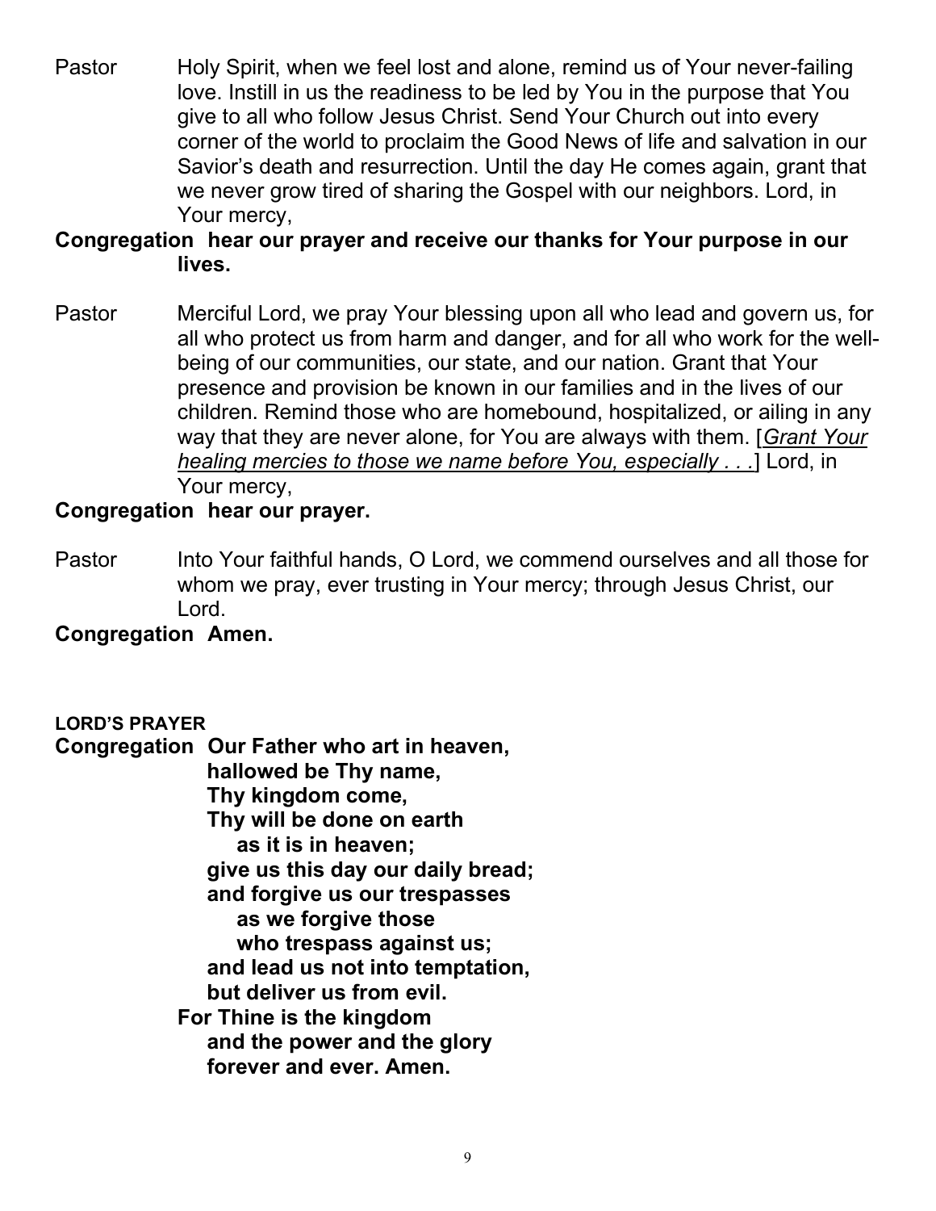Pastor Holy Spirit, when we feel lost and alone, remind us of Your never-failing love. Instill in us the readiness to be led by You in the purpose that You give to all who follow Jesus Christ. Send Your Church out into every corner of the world to proclaim the Good News of life and salvation in our Savior's death and resurrection. Until the day He comes again, grant that we never grow tired of sharing the Gospel with our neighbors. Lord, in Your mercy,

**Congregation hear our prayer and receive our thanks for Your purpose in our lives.**

Pastor Merciful Lord, we pray Your blessing upon all who lead and govern us, for all who protect us from harm and danger, and for all who work for the well-being of our communities, our state, and our nation. Grant that Your presence and provision be known in our families and in the lives of our children. Remind those who are homebound, hospitalized, or ailing in any way that they are never alone, for You are always with them. [*Grant Your healing mercies to those we name before You, especially . . .*] Lord, in Your mercy,

**Congregation hear our prayer.**

Pastor Into Your faithful hands, O Lord, we commend ourselves and all those for whom we pray, ever trusting in Your mercy; through Jesus Christ, our Lord.

**Congregation Amen.**

**LORD'S PRAYER**

**Congregation Our Father who art in heaven,**
**hallowed be Thy name,**
**Thy kingdom come,**
**Thy will be done on earth**
**as it is in heaven;**
**give us this day our daily bread;**
**and forgive us our trespasses**
**as we forgive those**
**who trespass against us;**
**and lead us not into temptation,**
**but deliver us from evil.**
**For Thine is the kingdom**
**and the power and the glory**
**forever and ever. Amen.**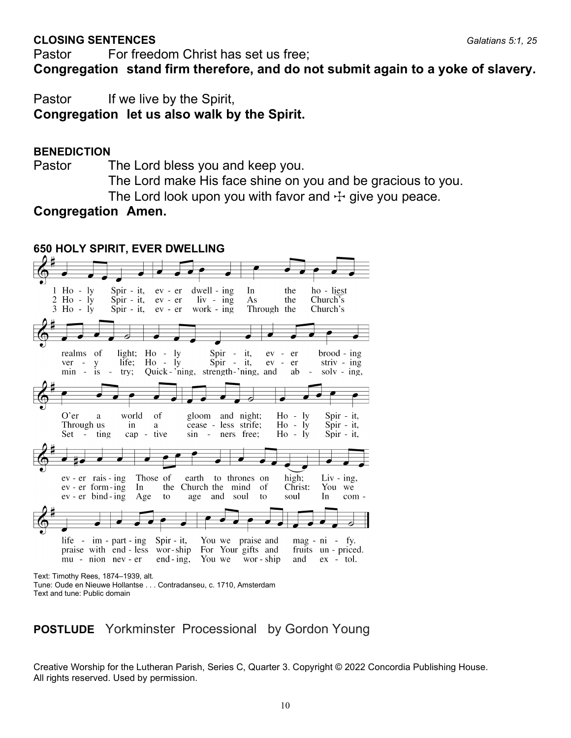**CLOSING SENTENCES** *Galatians 5:1, 25*

Pastor For freedom Christ has set us free;
**Congregation stand firm therefore, and do not submit again to a yoke of slavery.**

Pastor If we live by the Spirit,
**Congregation let us also walk by the Spirit.**

**BENEDICTION**

Pastor The Lord bless you and keep you.
The Lord make His face shine on you and be gracious to you.
The Lord look upon you with favor and ☩ give you peace.

**Congregation Amen.**

**650 HOLY SPIRIT, EVER DWELLING**

1 Holy Spirit, ever dwelling In the holiest realms of light; Holy Spirit, ever brooding O'er a world of gloom and night; Holy Spirit, ever raising Those of earth to thrones on high; Living, life-imparting Spirit, You we praise and magnify.

2 Holy Spirit, ever living As the Church's very life; Holy Spirit, ever striving Through us in a ceaseless strife; Holy Spirit, ever forming In the Church the mind of Christ: You we praise with endless worship For Your gifts and fruits unpriced.

3 Holy Spirit, ever working Through the Church's ministry; Quick'ning, strength'ning, and absolving, Setting captive sinners free; Holy Spirit, ever binding Age to age and soul to soul In communion never ending, You we worship and extol.

Text: Timothy Rees, 1874–1939, alt.
Tune: Oude en Nieuwe Hollantse . . . Contradanseu, c. 1710, Amsterdam
Text and tune: Public domain

**POSTLUDE** Yorkminster Processional by Gordon Young

Creative Worship for the Lutheran Parish, Series C, Quarter 3. Copyright © 2022 Concordia Publishing House. All rights reserved. Used by permission.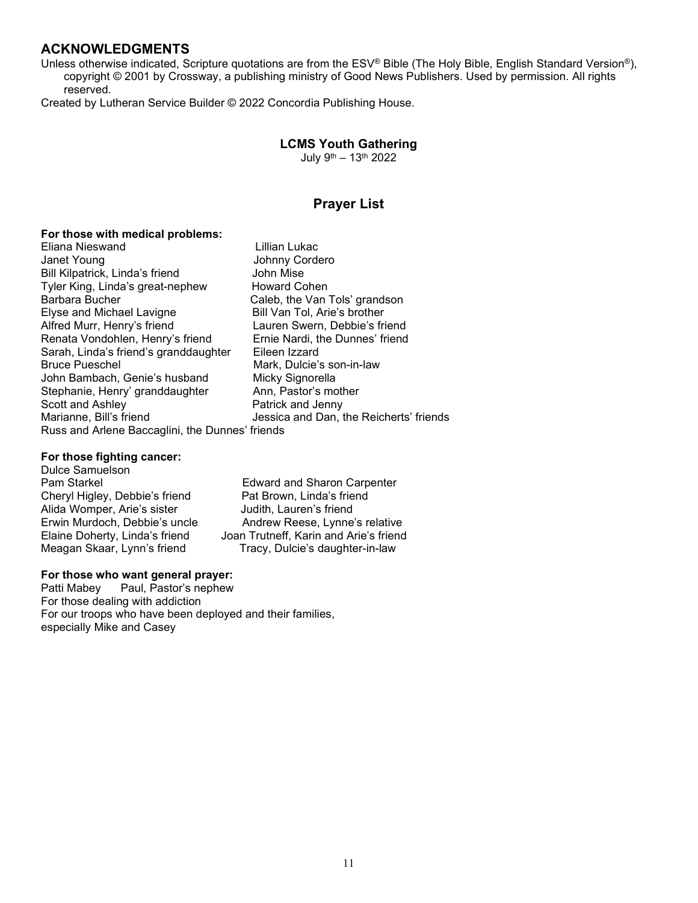## ACKNOWLEDGMENTS

Unless otherwise indicated, Scripture quotations are from the ESV® Bible (The Holy Bible, English Standard Version®), copyright © 2001 by Crossway, a publishing ministry of Good News Publishers. Used by permission. All rights reserved.

Created by Lutheran Service Builder © 2022 Concordia Publishing House.

**LCMS Youth Gathering**

July 9th – 13th 2022

## Prayer List

**For those with medical problems:**

Eliana Nieswand
Janet Young
Bill Kilpatrick, Linda's friend
Tyler King, Linda's great-nephew
Barbara Bucher
Elyse and Michael Lavigne
Alfred Murr, Henry's friend
Renata Vondohlen, Henry's friend
Sarah, Linda's friend's granddaughter
Bruce Pueschel
John Bambach, Genie's husband
Stephanie, Henry' granddaughter
Scott and Ashley
Marianne, Bill's friend
Lillian Lukac
Johnny Cordero
John Mise
Howard Cohen
Caleb, the Van Tols' grandson
Bill Van Tol, Arie's brother
Lauren Swern, Debbie's friend
Ernie Nardi, the Dunnes' friend
Eileen Izzard
Mark, Dulcie's son-in-law
Micky Signorella
Ann, Pastor's mother
Patrick and Jenny
Jessica and Dan, the Reicherts' friends
Russ and Arlene Baccaglini, the Dunnes' friends

**For those fighting cancer:**

Dulce Samuelson
Pam Starkel
Cheryl Higley, Debbie's friend
Alida Womper, Arie's sister
Erwin Murdoch, Debbie's uncle
Elaine Doherty, Linda's friend
Meagan Skaar, Lynn's friend
Edward and Sharon Carpenter
Pat Brown, Linda's friend
Judith, Lauren's friend
Andrew Reese, Lynne's relative
Joan Trutneff, Karin and Arie's friend
Tracy, Dulcie's daughter-in-law

**For those who want general prayer:**

Patti Mabey
Paul, Pastor's nephew
For those dealing with addiction
For our troops who have been deployed and their families, especially Mike and Casey